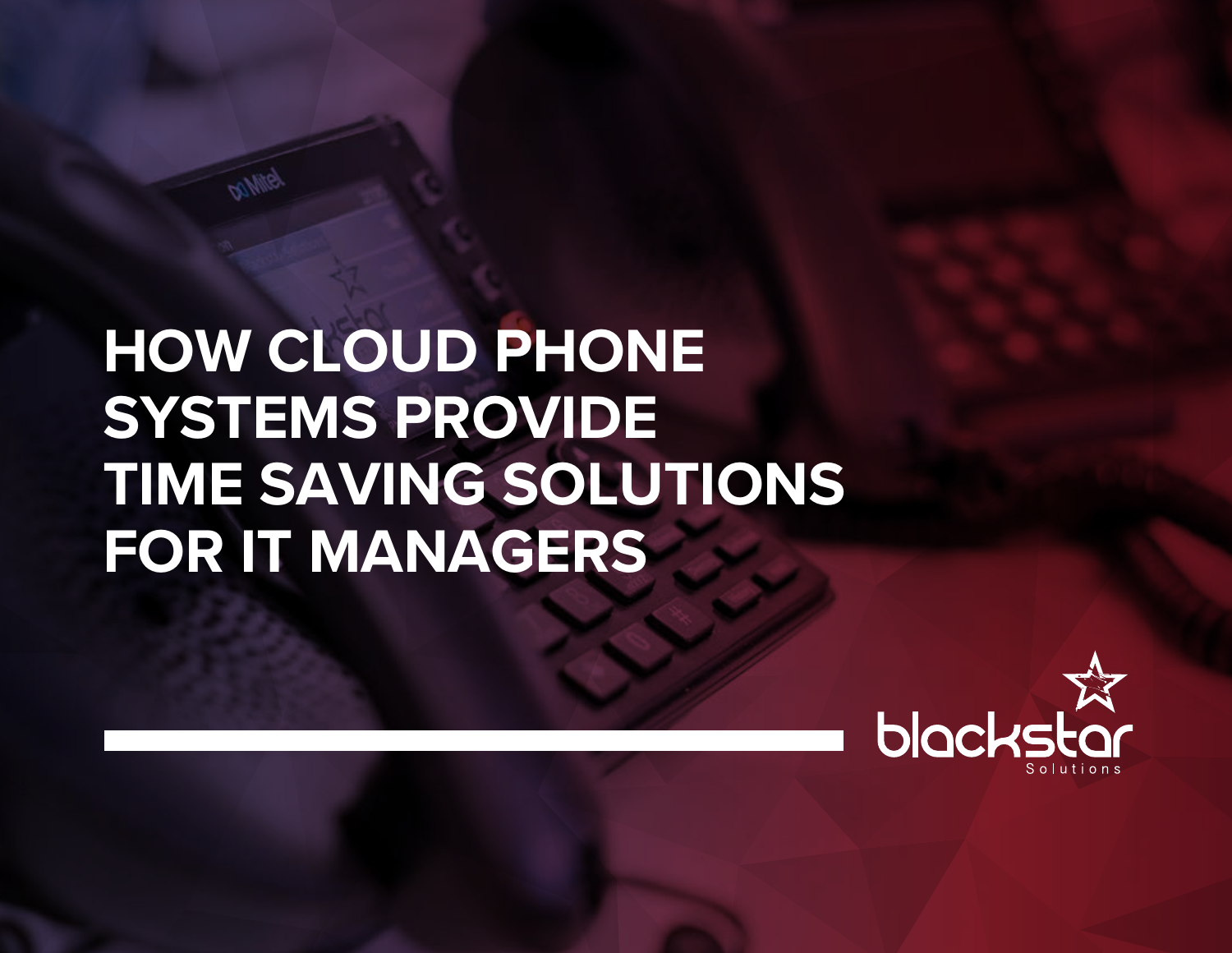# HOW CLOUD PHONE SYSTEMS PROVIDE TIME SAVING SOLUTIONS FOR IT MANAGERS

blackstar
Solutions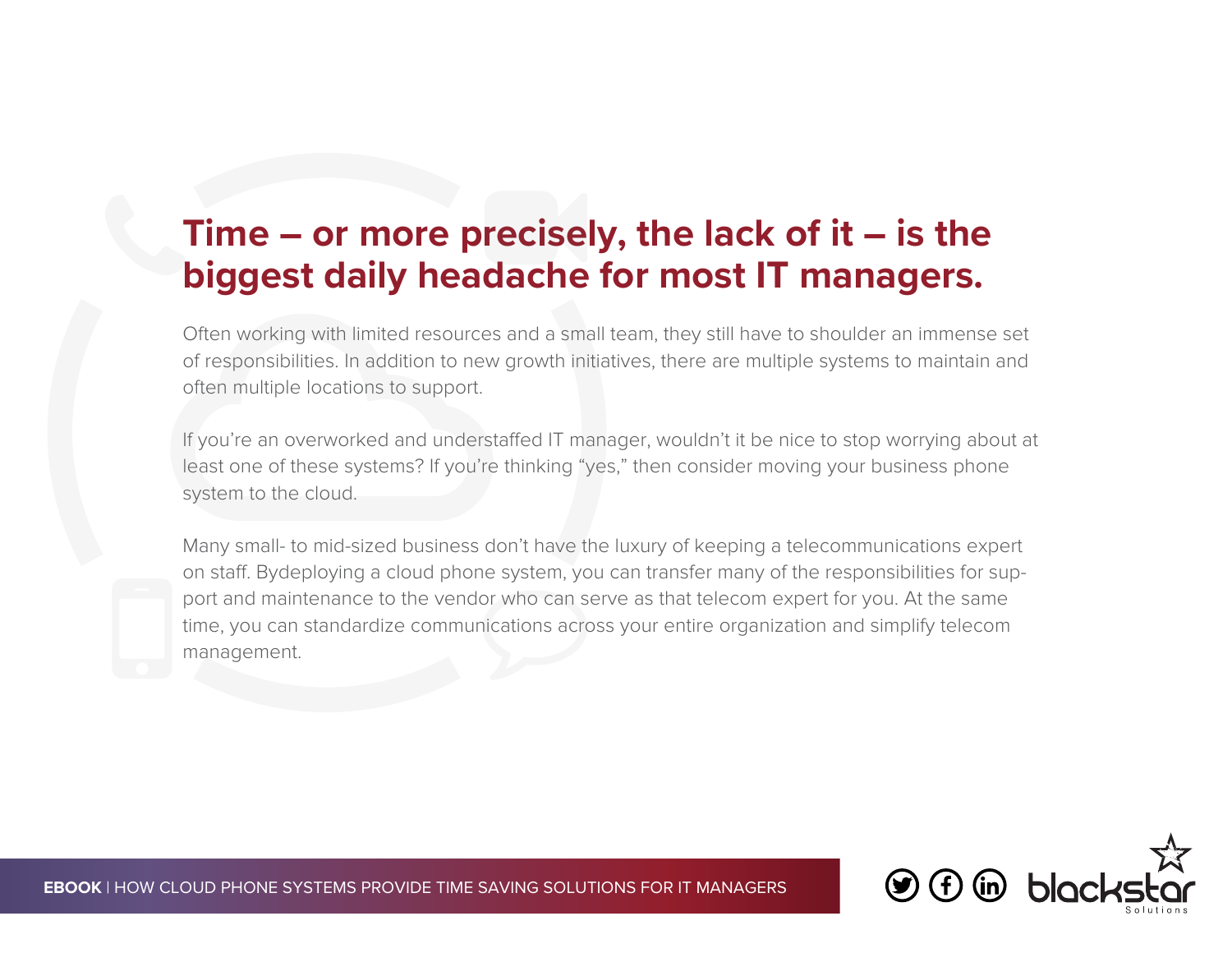# Time – or more precisely, the lack of it – is the biggest daily headache for most IT managers.

Often working with limited resources and a small team, they still have to shoulder an immense set of responsibilities. In addition to new growth initiatives, there are multiple systems to maintain and often multiple locations to support.

If you're an overworked and understaffed IT manager, wouldn't it be nice to stop worrying about at least one of these systems? If you're thinking "yes," then consider moving your business phone system to the cloud.

Many small- to mid-sized business don't have the luxury of keeping a telecommunications expert on staff. Bydeploying a cloud phone system, you can transfer many of the responsibilities for support and maintenance to the vendor who can serve as that telecom expert for you. At the same time, you can standardize communications across your entire organization and simplify telecom management.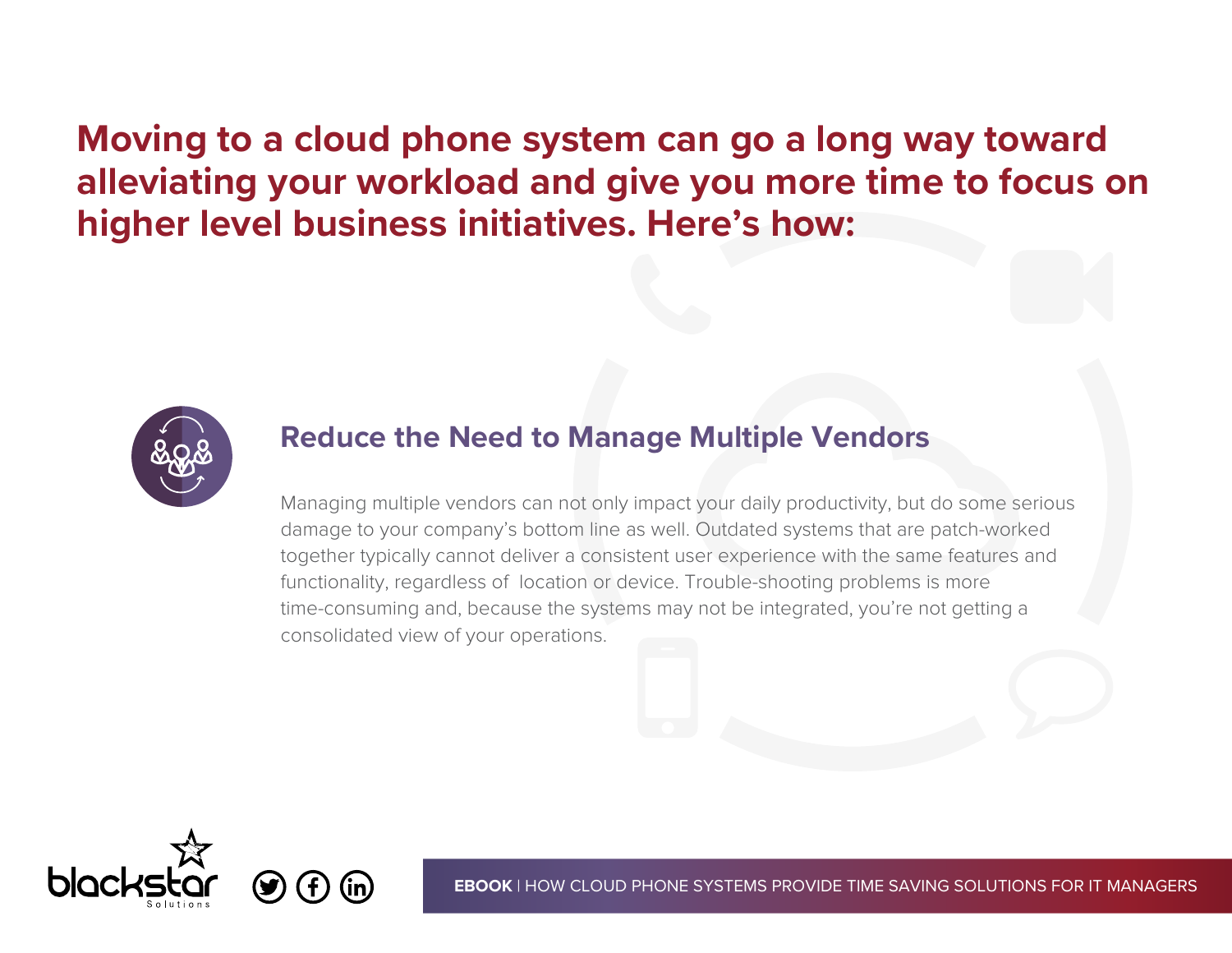# Moving to a cloud phone system can go a long way toward alleviating your workload and give you more time to focus on higher level business initiatives. Here's how:

## Reduce the Need to Manage Multiple Vendors

Managing multiple vendors can not only impact your daily productivity, but do some serious damage to your company's bottom line as well. Outdated systems that are patch-worked together typically cannot deliver a consistent user experience with the same features and functionality, regardless of location or device. Trouble-shooting problems is more time-consuming and, because the systems may not be integrated, you're not getting a consolidated view of your operations.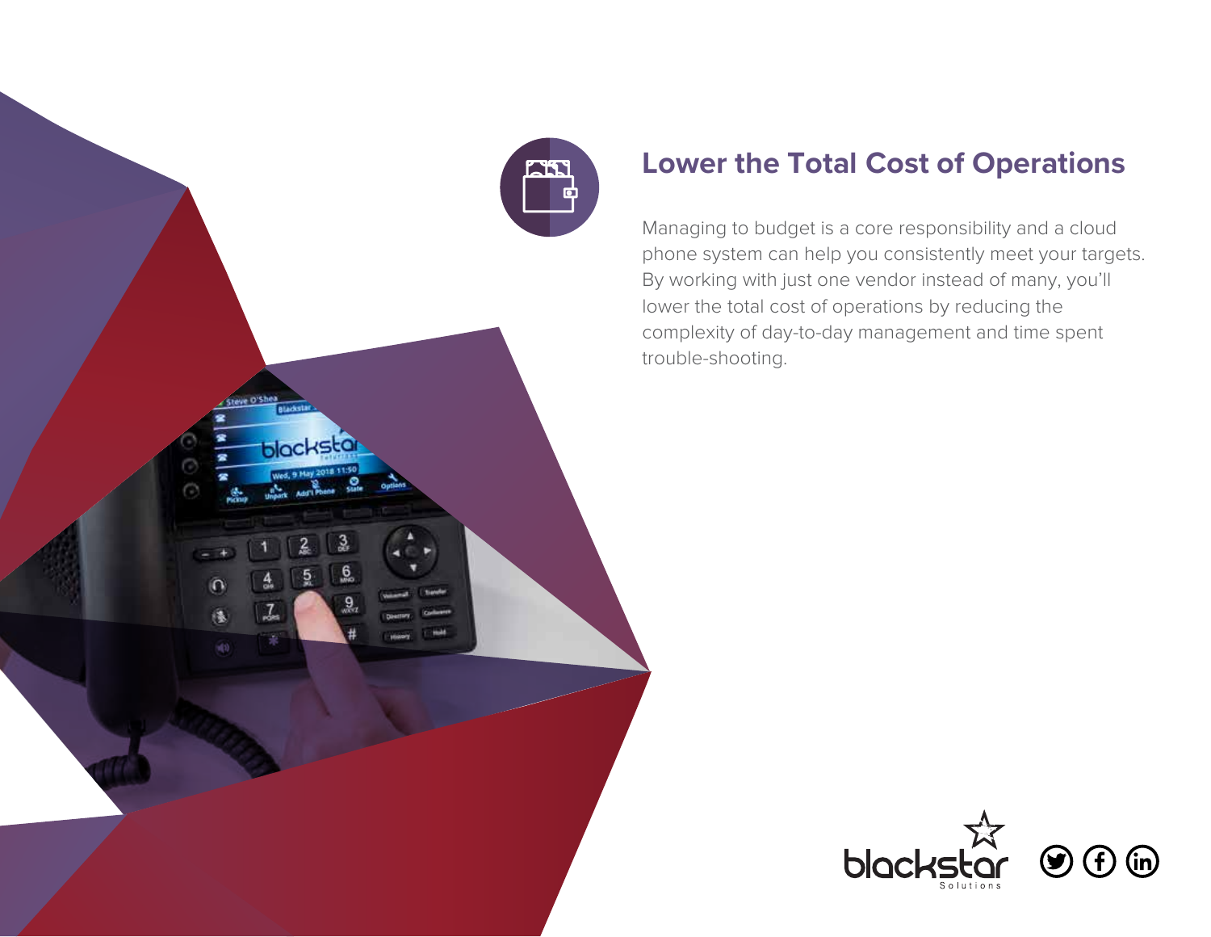## Lower the Total Cost of Operations

Managing to budget is a core responsibility and a cloud phone system can help you consistently meet your targets. By working with just one vendor instead of many, you'll lower the total cost of operations by reducing the complexity of day-to-day management and time spent trouble-shooting.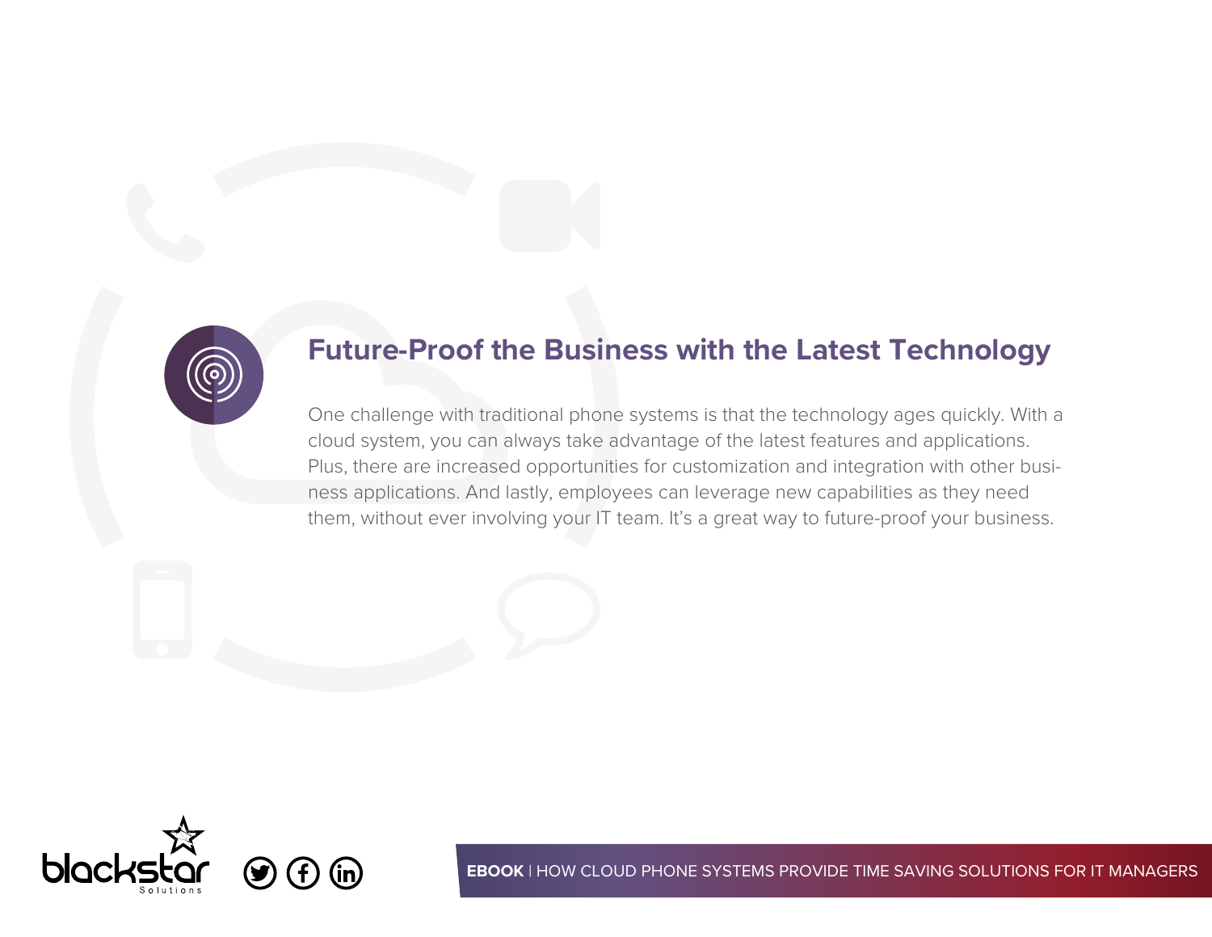## Future-Proof the Business with the Latest Technology

One challenge with traditional phone systems is that the technology ages quickly. With a cloud system, you can always take advantage of the latest features and applications. Plus, there are increased opportunities for customization and integration with other business applications. And lastly, employees can leverage new capabilities as they need them, without ever involving your IT team. It's a great way to future-proof your business.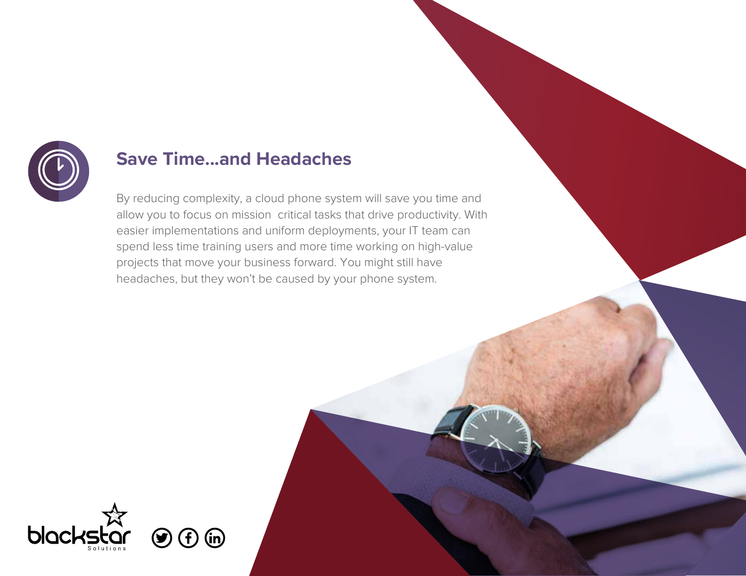## Save Time...and Headaches

By reducing complexity, a cloud phone system will save you time and allow you to focus on mission  critical tasks that drive productivity. With easier implementations and uniform deployments, your IT team can spend less time training users and more time working on high-value projects that move your business forward. You might still have headaches, but they won't be caused by your phone system.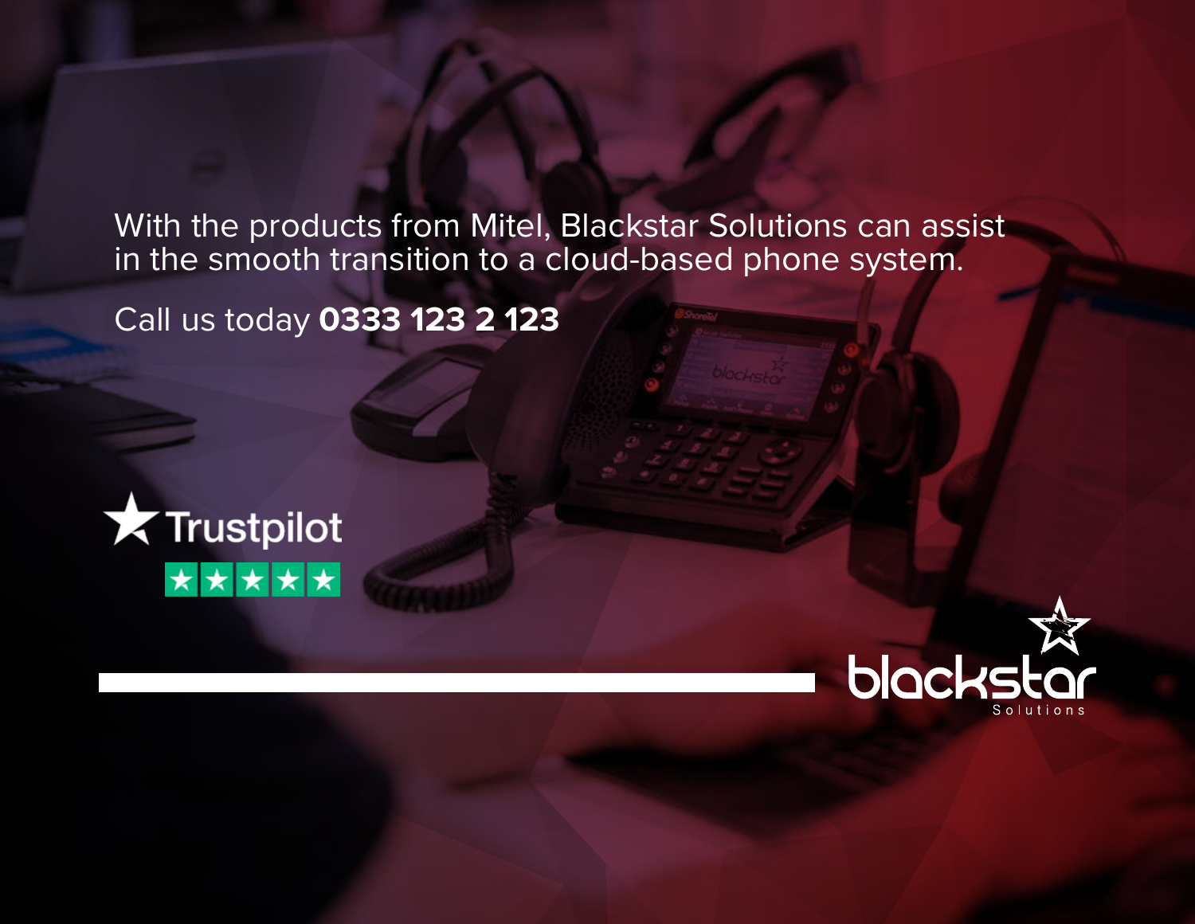With the products from Mitel, Blackstar Solutions can assist in the smooth transition to a cloud-based phone system.

Call us today **0333 123 2 123**

Trustpilot

blackstar Solutions